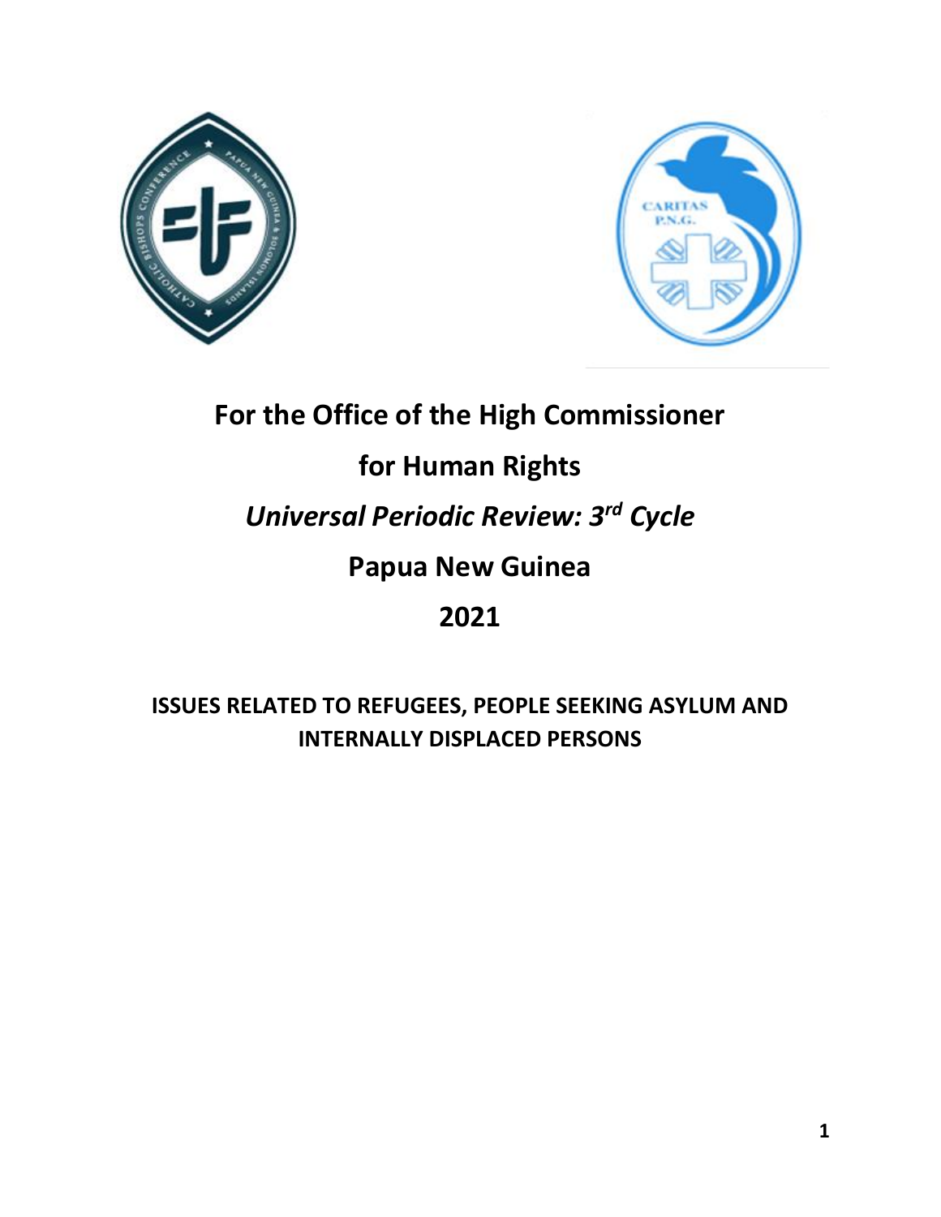**For the Office of the High Commissioner**

**for Human Rights**

***Universal Periodic Review: 3rd Cycle***

**Papua New Guinea**

**2021**

**ISSUES RELATED TO REFUGEES, PEOPLE SEEKING ASYLUM AND INTERNALLY DISPLACED PERSONS**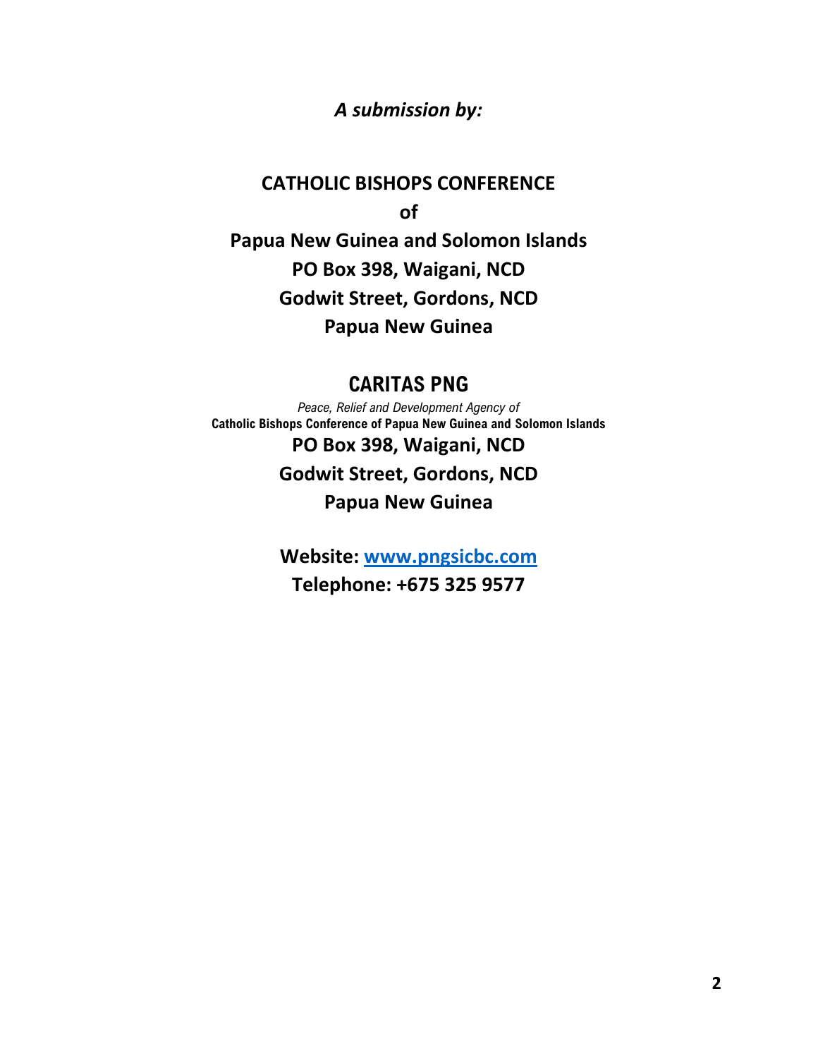***A submission by:***

**CATHOLIC BISHOPS CONFERENCE**

**of**

**Papua New Guinea and Solomon Islands**

**PO Box 398, Waigani, NCD**

**Godwit Street, Gordons, NCD**

**Papua New Guinea**

## CARITAS PNG

*Peace, Relief and Development Agency of*

**Catholic Bishops Conference of Papua New Guinea and Solomon Islands**

**PO Box 398, Waigani, NCD**

**Godwit Street, Gordons, NCD**

**Papua New Guinea**

**Website: [www.pngsicbc.com](http://www.pngsicbc.com)**

**Telephone: +675 325 9577**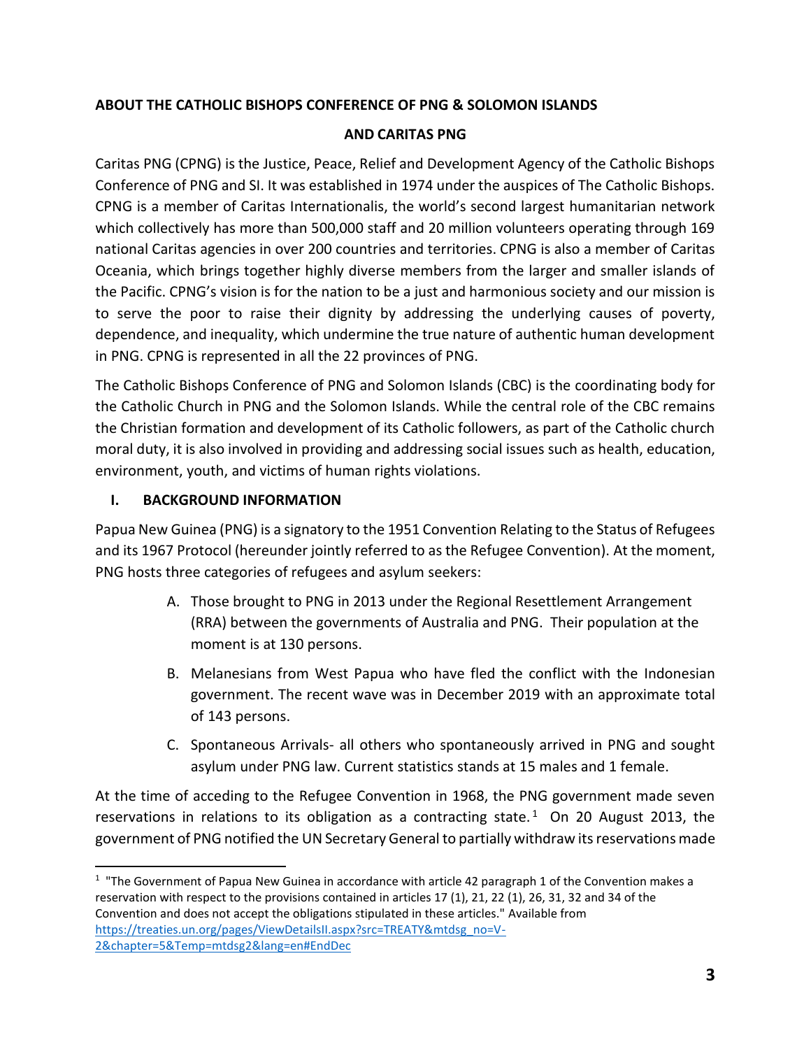## ABOUT THE CATHOLIC BISHOPS CONFERENCE OF PNG & SOLOMON ISLANDS AND CARITAS PNG

Caritas PNG (CPNG) is the Justice, Peace, Relief and Development Agency of the Catholic Bishops Conference of PNG and SI. It was established in 1974 under the auspices of The Catholic Bishops. CPNG is a member of Caritas Internationalis, the world's second largest humanitarian network which collectively has more than 500,000 staff and 20 million volunteers operating through 169 national Caritas agencies in over 200 countries and territories. CPNG is also a member of Caritas Oceania, which brings together highly diverse members from the larger and smaller islands of the Pacific. CPNG's vision is for the nation to be a just and harmonious society and our mission is to serve the poor to raise their dignity by addressing the underlying causes of poverty, dependence, and inequality, which undermine the true nature of authentic human development in PNG. CPNG is represented in all the 22 provinces of PNG.

The Catholic Bishops Conference of PNG and Solomon Islands (CBC) is the coordinating body for the Catholic Church in PNG and the Solomon Islands. While the central role of the CBC remains the Christian formation and development of its Catholic followers, as part of the Catholic church moral duty, it is also involved in providing and addressing social issues such as health, education, environment, youth, and victims of human rights violations.

## I. BACKGROUND INFORMATION

Papua New Guinea (PNG) is a signatory to the 1951 Convention Relating to the Status of Refugees and its 1967 Protocol (hereunder jointly referred to as the Refugee Convention). At the moment, PNG hosts three categories of refugees and asylum seekers:

A. Those brought to PNG in 2013 under the Regional Resettlement Arrangement (RRA) between the governments of Australia and PNG. Their population at the moment is at 130 persons.

B. Melanesians from West Papua who have fled the conflict with the Indonesian government. The recent wave was in December 2019 with an approximate total of 143 persons.

C. Spontaneous Arrivals- all others who spontaneously arrived in PNG and sought asylum under PNG law. Current statistics stands at 15 males and 1 female.

At the time of acceding to the Refugee Convention in 1968, the PNG government made seven reservations in relations to its obligation as a contracting state.[1] On 20 August 2013, the government of PNG notified the UN Secretary General to partially withdraw its reservations made

[1] "The Government of Papua New Guinea in accordance with article 42 paragraph 1 of the Convention makes a reservation with respect to the provisions contained in articles 17 (1), 21, 22 (1), 26, 31, 32 and 34 of the Convention and does not accept the obligations stipulated in these articles." Available from https://treaties.un.org/pages/ViewDetailsII.aspx?src=TREATY&mtdsg_no=V-2&chapter=5&Temp=mtdsg2&lang=en#EndDec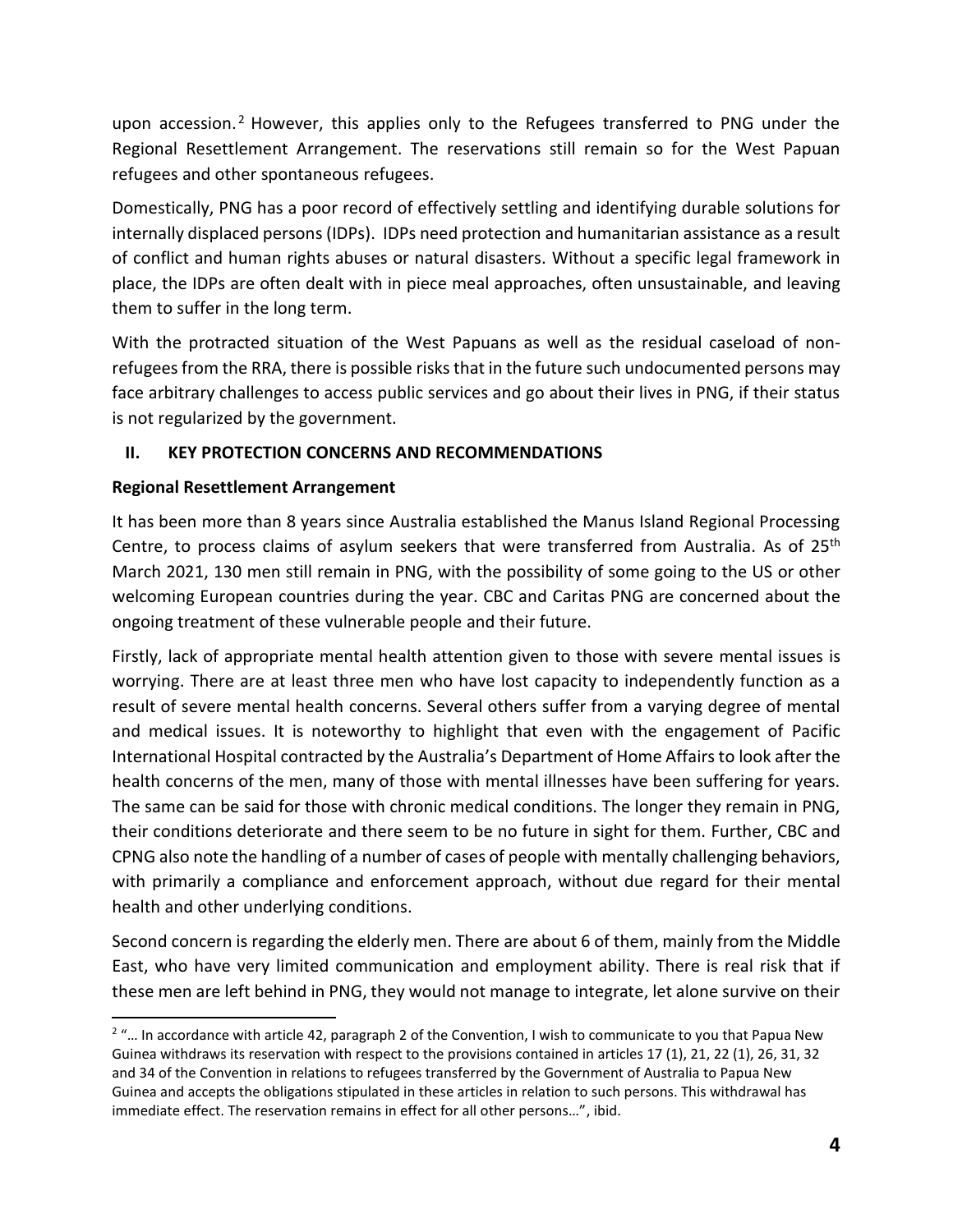upon accession.[2] However, this applies only to the Refugees transferred to PNG under the Regional Resettlement Arrangement. The reservations still remain so for the West Papuan refugees and other spontaneous refugees.

Domestically, PNG has a poor record of effectively settling and identifying durable solutions for internally displaced persons (IDPs). IDPs need protection and humanitarian assistance as a result of conflict and human rights abuses or natural disasters. Without a specific legal framework in place, the IDPs are often dealt with in piece meal approaches, often unsustainable, and leaving them to suffer in the long term.

With the protracted situation of the West Papuans as well as the residual caseload of non-refugees from the RRA, there is possible risks that in the future such undocumented persons may face arbitrary challenges to access public services and go about their lives in PNG, if their status is not regularized by the government.

## II. KEY PROTECTION CONCERNS AND RECOMMENDATIONS

### Regional Resettlement Arrangement

It has been more than 8 years since Australia established the Manus Island Regional Processing Centre, to process claims of asylum seekers that were transferred from Australia. As of 25th March 2021, 130 men still remain in PNG, with the possibility of some going to the US or other welcoming European countries during the year. CBC and Caritas PNG are concerned about the ongoing treatment of these vulnerable people and their future.

Firstly, lack of appropriate mental health attention given to those with severe mental issues is worrying. There are at least three men who have lost capacity to independently function as a result of severe mental health concerns. Several others suffer from a varying degree of mental and medical issues. It is noteworthy to highlight that even with the engagement of Pacific International Hospital contracted by the Australia's Department of Home Affairs to look after the health concerns of the men, many of those with mental illnesses have been suffering for years. The same can be said for those with chronic medical conditions. The longer they remain in PNG, their conditions deteriorate and there seem to be no future in sight for them. Further, CBC and CPNG also note the handling of a number of cases of people with mentally challenging behaviors, with primarily a compliance and enforcement approach, without due regard for their mental health and other underlying conditions.

Second concern is regarding the elderly men. There are about 6 of them, mainly from the Middle East, who have very limited communication and employment ability. There is real risk that if these men are left behind in PNG, they would not manage to integrate, let alone survive on their

---

[2] "… In accordance with article 42, paragraph 2 of the Convention, I wish to communicate to you that Papua New Guinea withdraws its reservation with respect to the provisions contained in articles 17 (1), 21, 22 (1), 26, 31, 32 and 34 of the Convention in relations to refugees transferred by the Government of Australia to Papua New Guinea and accepts the obligations stipulated in these articles in relation to such persons. This withdrawal has immediate effect. The reservation remains in effect for all other persons…", ibid.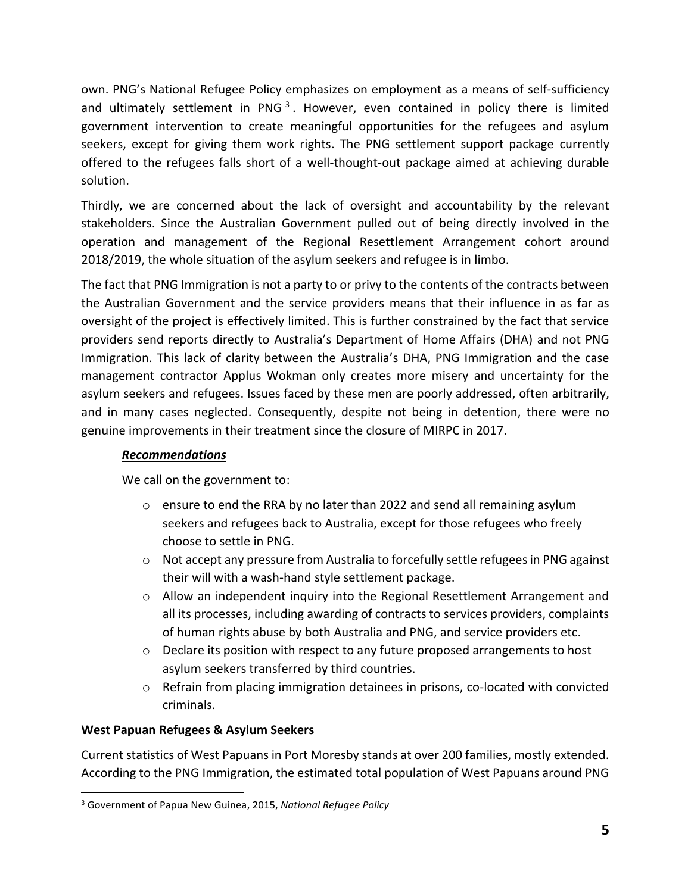own. PNG's National Refugee Policy emphasizes on employment as a means of self-sufficiency and ultimately settlement in PNG [3]. However, even contained in policy there is limited government intervention to create meaningful opportunities for the refugees and asylum seekers, except for giving them work rights. The PNG settlement support package currently offered to the refugees falls short of a well-thought-out package aimed at achieving durable solution.

Thirdly, we are concerned about the lack of oversight and accountability by the relevant stakeholders. Since the Australian Government pulled out of being directly involved in the operation and management of the Regional Resettlement Arrangement cohort around 2018/2019, the whole situation of the asylum seekers and refugee is in limbo.

The fact that PNG Immigration is not a party to or privy to the contents of the contracts between the Australian Government and the service providers means that their influence in as far as oversight of the project is effectively limited. This is further constrained by the fact that service providers send reports directly to Australia's Department of Home Affairs (DHA) and not PNG Immigration. This lack of clarity between the Australia's DHA, PNG Immigration and the case management contractor Applus Wokman only creates more misery and uncertainty for the asylum seekers and refugees. Issues faced by these men are poorly addressed, often arbitrarily, and in many cases neglected. Consequently, despite not being in detention, there were no genuine improvements in their treatment since the closure of MIRPC in 2017.

***Recommendations***

We call on the government to:

- ensure to end the RRA by no later than 2022 and send all remaining asylum seekers and refugees back to Australia, except for those refugees who freely choose to settle in PNG.
- Not accept any pressure from Australia to forcefully settle refugees in PNG against their will with a wash-hand style settlement package.
- Allow an independent inquiry into the Regional Resettlement Arrangement and all its processes, including awarding of contracts to services providers, complaints of human rights abuse by both Australia and PNG, and service providers etc.
- Declare its position with respect to any future proposed arrangements to host asylum seekers transferred by third countries.
- Refrain from placing immigration detainees in prisons, co-located with convicted criminals.

**West Papuan Refugees & Asylum Seekers**

Current statistics of West Papuans in Port Moresby stands at over 200 families, mostly extended. According to the PNG Immigration, the estimated total population of West Papuans around PNG

[3] Government of Papua New Guinea, 2015, *National Refugee Policy*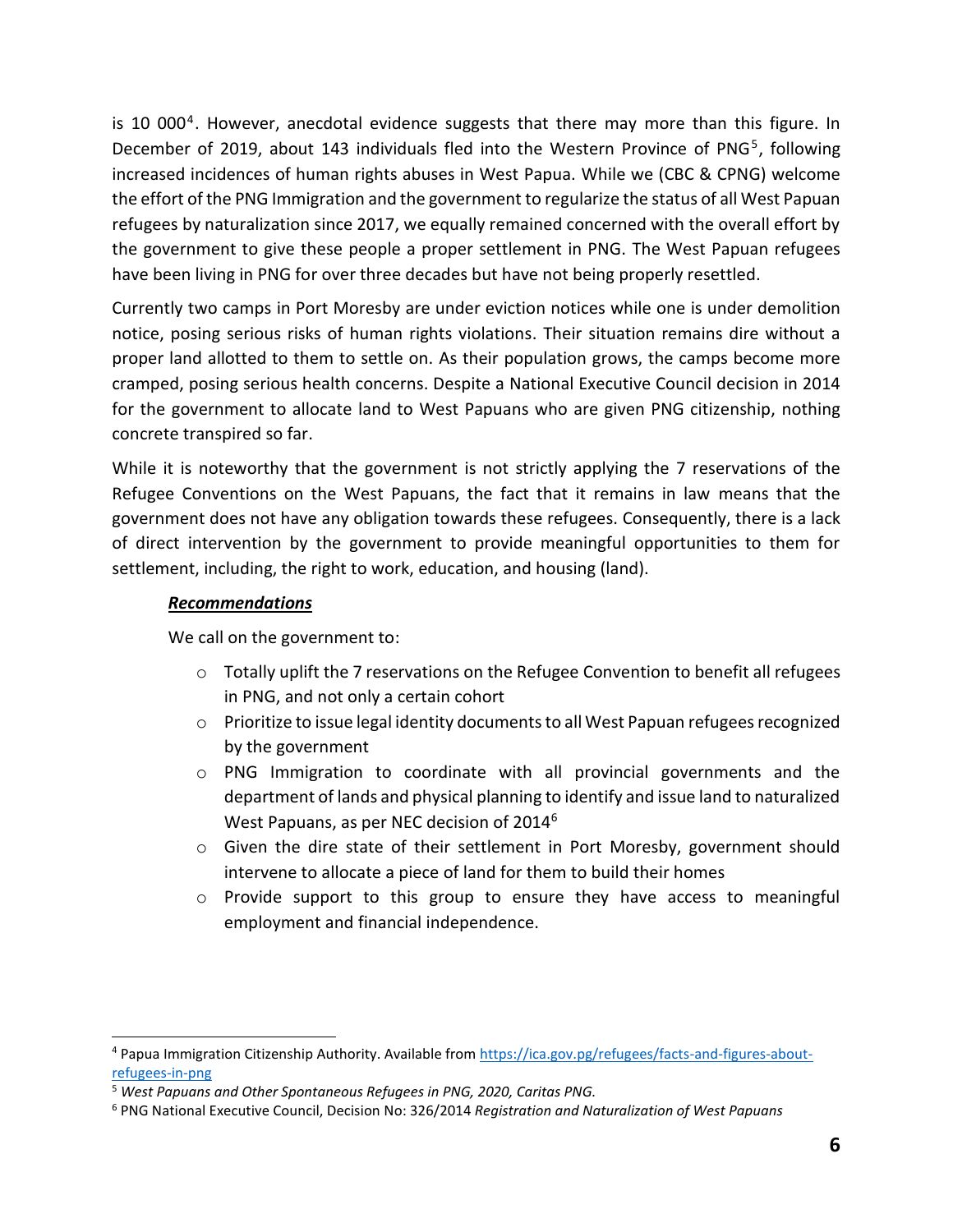is 10 000[4]. However, anecdotal evidence suggests that there may more than this figure. In December of 2019, about 143 individuals fled into the Western Province of PNG[5], following increased incidences of human rights abuses in West Papua. While we (CBC & CPNG) welcome the effort of the PNG Immigration and the government to regularize the status of all West Papuan refugees by naturalization since 2017, we equally remained concerned with the overall effort by the government to give these people a proper settlement in PNG. The West Papuan refugees have been living in PNG for over three decades but have not being properly resettled.

Currently two camps in Port Moresby are under eviction notices while one is under demolition notice, posing serious risks of human rights violations. Their situation remains dire without a proper land allotted to them to settle on. As their population grows, the camps become more cramped, posing serious health concerns. Despite a National Executive Council decision in 2014 for the government to allocate land to West Papuans who are given PNG citizenship, nothing concrete transpired so far.

While it is noteworthy that the government is not strictly applying the 7 reservations of the Refugee Conventions on the West Papuans, the fact that it remains in law means that the government does not have any obligation towards these refugees. Consequently, there is a lack of direct intervention by the government to provide meaningful opportunities to them for settlement, including, the right to work, education, and housing (land).

***Recommendations***

We call on the government to:

- Totally uplift the 7 reservations on the Refugee Convention to benefit all refugees in PNG, and not only a certain cohort
- Prioritize to issue legal identity documents to all West Papuan refugees recognized by the government
- PNG Immigration to coordinate with all provincial governments and the department of lands and physical planning to identify and issue land to naturalized West Papuans, as per NEC decision of 2014[6]
- Given the dire state of their settlement in Port Moresby, government should intervene to allocate a piece of land for them to build their homes
- Provide support to this group to ensure they have access to meaningful employment and financial independence.

---

[4] Papua Immigration Citizenship Authority. Available from https://ica.gov.pg/refugees/facts-and-figures-about-refugees-in-png

[5] *West Papuans and Other Spontaneous Refugees in PNG, 2020, Caritas PNG.*

[6] PNG National Executive Council, Decision No: 326/2014 *Registration and Naturalization of West Papuans*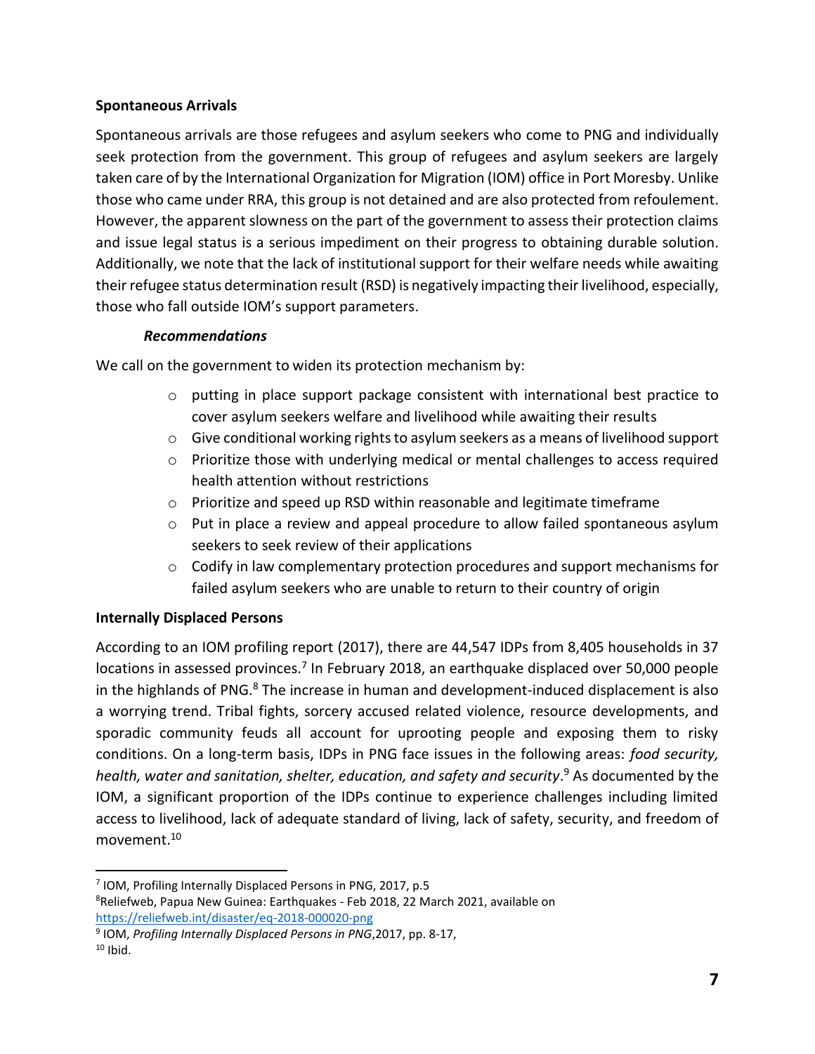**Spontaneous Arrivals**

Spontaneous arrivals are those refugees and asylum seekers who come to PNG and individually seek protection from the government. This group of refugees and asylum seekers are largely taken care of by the International Organization for Migration (IOM) office in Port Moresby. Unlike those who came under RRA, this group is not detained and are also protected from refoulement. However, the apparent slowness on the part of the government to assess their protection claims and issue legal status is a serious impediment on their progress to obtaining durable solution. Additionally, we note that the lack of institutional support for their welfare needs while awaiting their refugee status determination result (RSD) is negatively impacting their livelihood, especially, those who fall outside IOM's support parameters.

***Recommendations***

We call on the government to widen its protection mechanism by:

- putting in place support package consistent with international best practice to cover asylum seekers welfare and livelihood while awaiting their results
- Give conditional working rights to asylum seekers as a means of livelihood support
- Prioritize those with underlying medical or mental challenges to access required health attention without restrictions
- Prioritize and speed up RSD within reasonable and legitimate timeframe
- Put in place a review and appeal procedure to allow failed spontaneous asylum seekers to seek review of their applications
- Codify in law complementary protection procedures and support mechanisms for failed asylum seekers who are unable to return to their country of origin

**Internally Displaced Persons**

According to an IOM profiling report (2017), there are 44,547 IDPs from 8,405 households in 37 locations in assessed provinces.[7] In February 2018, an earthquake displaced over 50,000 people in the highlands of PNG.[8] The increase in human and development-induced displacement is also a worrying trend. Tribal fights, sorcery accused related violence, resource developments, and sporadic community feuds all account for uprooting people and exposing them to risky conditions. On a long-term basis, IDPs in PNG face issues in the following areas: *food security, health, water and sanitation, shelter, education, and safety and security*.[9] As documented by the IOM, a significant proportion of the IDPs continue to experience challenges including limited access to livelihood, lack of adequate standard of living, lack of safety, security, and freedom of movement.[10]

---

[7] IOM, Profiling Internally Displaced Persons in PNG, 2017, p.5

[8] Reliefweb, Papua New Guinea: Earthquakes - Feb 2018, 22 March 2021, available on https://reliefweb.int/disaster/eq-2018-000020-png

[9] IOM, *Profiling Internally Displaced Persons in PNG*,2017, pp. 8-17,

[10] Ibid.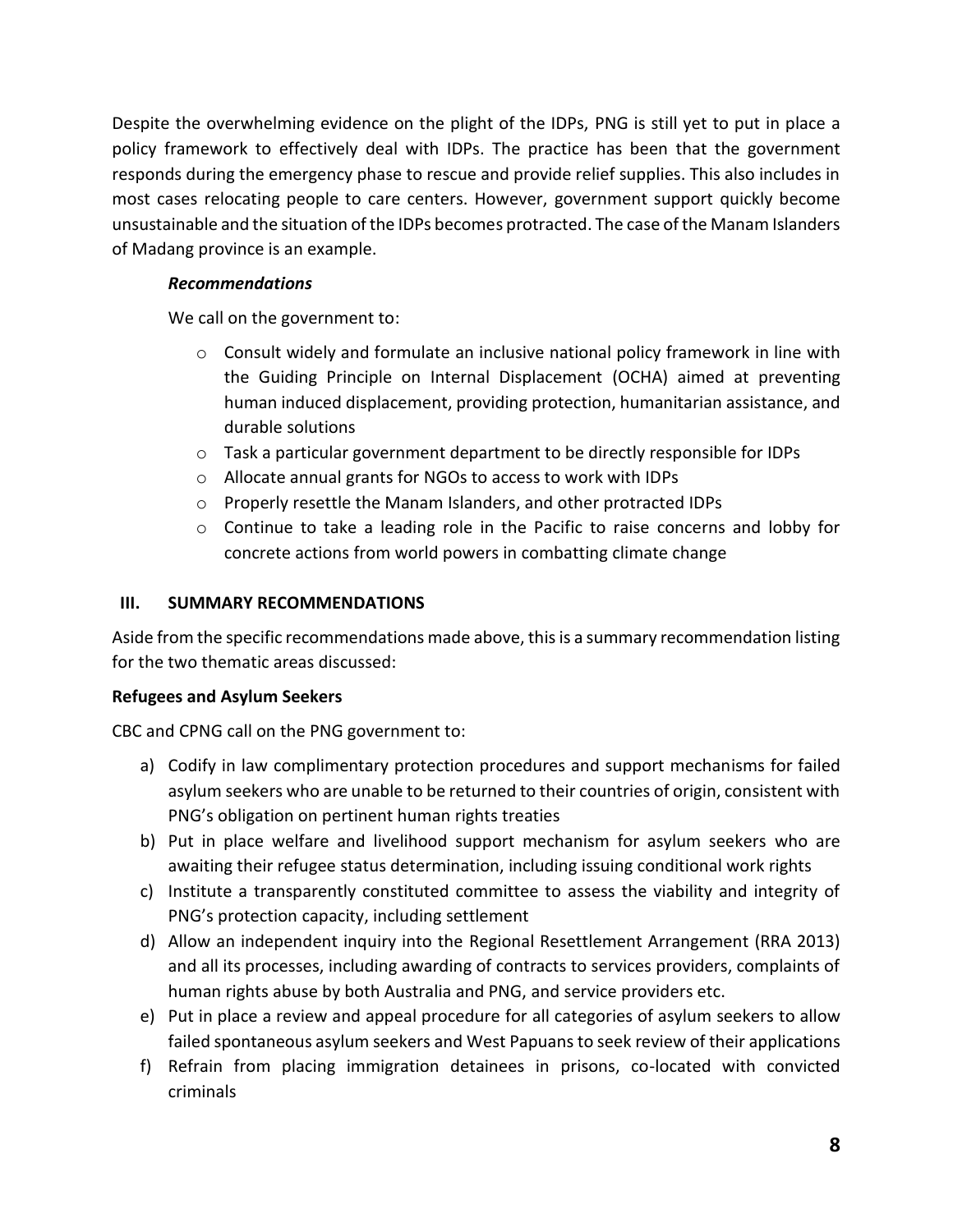Despite the overwhelming evidence on the plight of the IDPs, PNG is still yet to put in place a policy framework to effectively deal with IDPs. The practice has been that the government responds during the emergency phase to rescue and provide relief supplies. This also includes in most cases relocating people to care centers. However, government support quickly become unsustainable and the situation of the IDPs becomes protracted. The case of the Manam Islanders of Madang province is an example.

***Recommendations***

We call on the government to:

- Consult widely and formulate an inclusive national policy framework in line with the Guiding Principle on Internal Displacement (OCHA) aimed at preventing human induced displacement, providing protection, humanitarian assistance, and durable solutions
- Task a particular government department to be directly responsible for IDPs
- Allocate annual grants for NGOs to access to work with IDPs
- Properly resettle the Manam Islanders, and other protracted IDPs
- Continue to take a leading role in the Pacific to raise concerns and lobby for concrete actions from world powers in combatting climate change

## III. SUMMARY RECOMMENDATIONS

Aside from the specific recommendations made above, this is a summary recommendation listing for the two thematic areas discussed:

**Refugees and Asylum Seekers**

CBC and CPNG call on the PNG government to:

a) Codify in law complimentary protection procedures and support mechanisms for failed asylum seekers who are unable to be returned to their countries of origin, consistent with PNG's obligation on pertinent human rights treaties
b) Put in place welfare and livelihood support mechanism for asylum seekers who are awaiting their refugee status determination, including issuing conditional work rights
c) Institute a transparently constituted committee to assess the viability and integrity of PNG's protection capacity, including settlement
d) Allow an independent inquiry into the Regional Resettlement Arrangement (RRA 2013) and all its processes, including awarding of contracts to services providers, complaints of human rights abuse by both Australia and PNG, and service providers etc.
e) Put in place a review and appeal procedure for all categories of asylum seekers to allow failed spontaneous asylum seekers and West Papuans to seek review of their applications
f) Refrain from placing immigration detainees in prisons, co-located with convicted criminals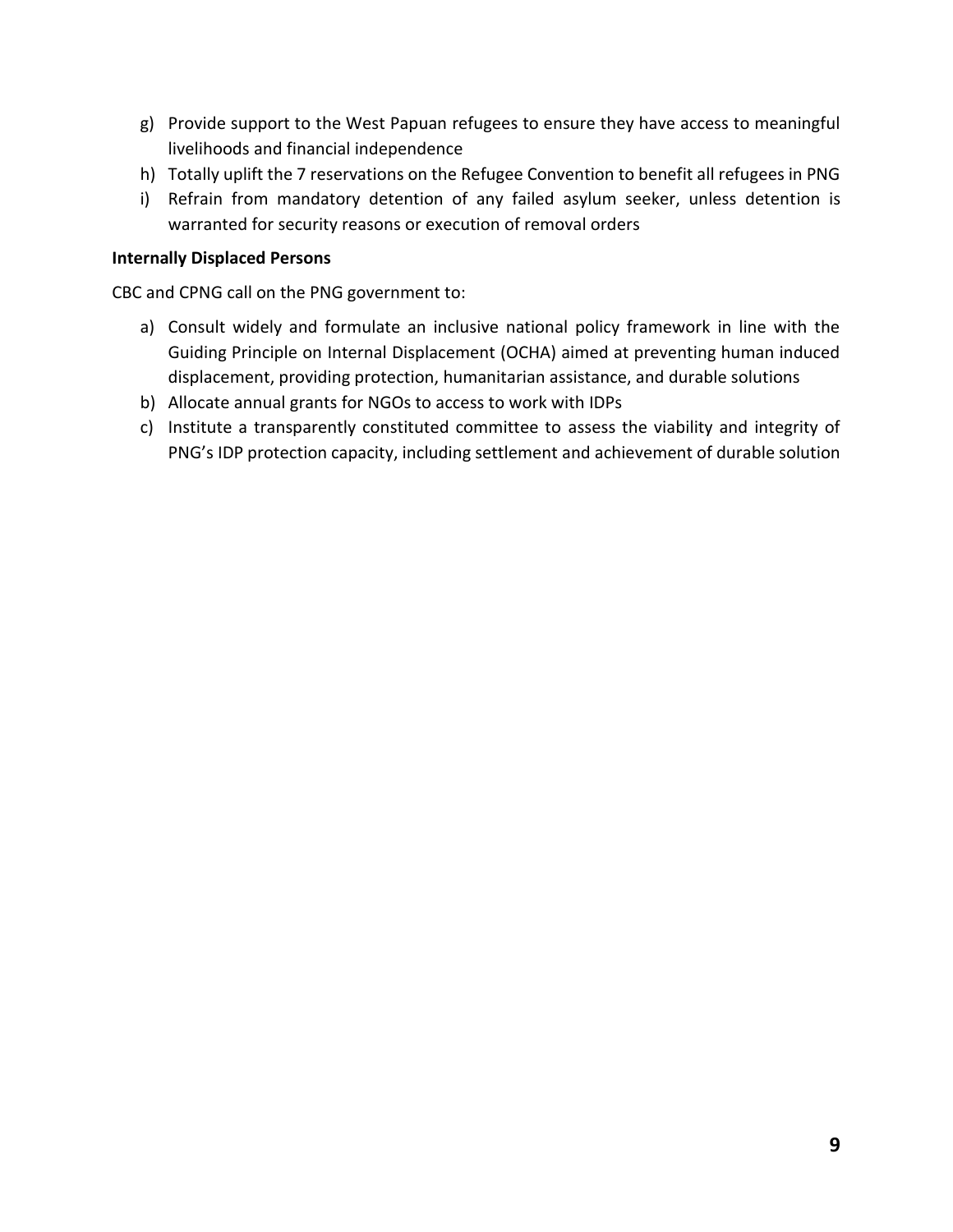g) Provide support to the West Papuan refugees to ensure they have access to meaningful livelihoods and financial independence
h) Totally uplift the 7 reservations on the Refugee Convention to benefit all refugees in PNG
i) Refrain from mandatory detention of any failed asylum seeker, unless detention is warranted for security reasons or execution of removal orders

**Internally Displaced Persons**

CBC and CPNG call on the PNG government to:

a) Consult widely and formulate an inclusive national policy framework in line with the Guiding Principle on Internal Displacement (OCHA) aimed at preventing human induced displacement, providing protection, humanitarian assistance, and durable solutions
b) Allocate annual grants for NGOs to access to work with IDPs
c) Institute a transparently constituted committee to assess the viability and integrity of PNG's IDP protection capacity, including settlement and achievement of durable solution